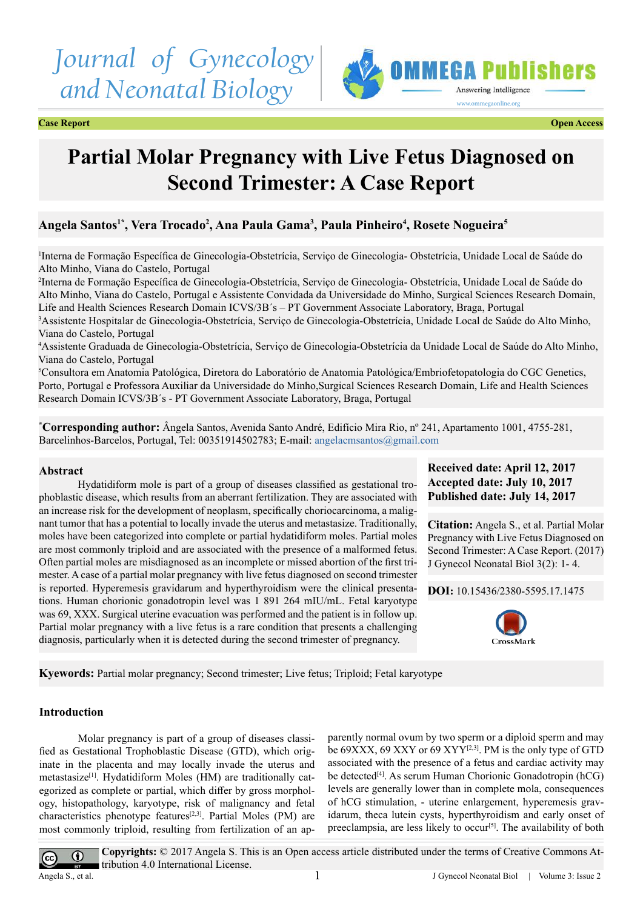Journal of Gynecology and Neonatal Biology

OMMEGA Publishers

**Case Report** **Open Access**

# Partial Molar Pregnancy with Live Fetus Diagnosed on Second Trimester: A Case Report

**Angela Santos[1*], Vera Trocado[2], Ana Paula Gama[3], Paula Pinheiro[4], Rosete Nogueira[5]**

[1]Interna de Formação Específica de Ginecologia-Obstetrícia, Serviço de Ginecologia- Obstetrícia, Unidade Local de Saúde do Alto Minho, Viana do Castelo, Portugal

[2]Interna de Formação Específica de Ginecologia-Obstetrícia, Serviço de Ginecologia- Obstetrícia, Unidade Local de Saúde do Alto Minho, Viana do Castelo, Portugal e Assistente Convidada da Universidade do Minho, Surgical Sciences Research Domain, Life and Health Sciences Research Domain ICVS/3B´s – PT Government Associate Laboratory, Braga, Portugal

[3]Assistente Hospitalar de Ginecologia-Obstetrícia, Serviço de Ginecologia-Obstetrícia, Unidade Local de Saúde do Alto Minho, Viana do Castelo, Portugal

[4]Assistente Graduada de Ginecologia-Obstetrícia, Serviço de Ginecologia-Obstetrícia da Unidade Local de Saúde do Alto Minho, Viana do Castelo, Portugal

[5]Consultora em Anatomia Patológica, Diretora do Laboratório de Anatomia Patológica/Embriofetopatologia do CGC Genetics, Porto, Portugal e Professora Auxiliar da Universidade do Minho,Surgical Sciences Research Domain, Life and Health Sciences Research Domain ICVS/3B´s - PT Government Associate Laboratory, Braga, Portugal

[*]**Corresponding author:** Ângela Santos, Avenida Santo André, Edifício Mira Rio, nº 241, Apartamento 1001, 4755-281, Barcelinhos-Barcelos, Portugal, Tel: 00351914502783; E-mail: angelacmsantos@gmail.com

**Received date: April 12, 2017**
**Accepted date: July 10, 2017**
**Published date: July 14, 2017**

**Citation:** Angela S., et al. Partial Molar Pregnancy with Live Fetus Diagnosed on Second Trimester: A Case Report. (2017) J Gynecol Neonatal Biol 3(2): 1- 4.

**DOI:** 10.15436/2380-5595.17.1475

## Abstract

Hydatidiform mole is part of a group of diseases classified as gestational trophoblastic disease, which results from an aberrant fertilization. They are associated with an increase risk for the development of neoplasm, specifically choriocarcinoma, a malignant tumor that has a potential to locally invade the uterus and metastasize. Traditionally, moles have been categorized into complete or partial hydatidiform moles. Partial moles are most commonly triploid and are associated with the presence of a malformed fetus. Often partial moles are misdiagnosed as an incomplete or missed abortion of the first trimester. A case of a partial molar pregnancy with live fetus diagnosed on second trimester is reported. Hyperemesis gravidarum and hyperthyroidism were the clinical presentations. Human chorionic gonadotropin level was 1 891 264 mIU/mL. Fetal karyotype was 69, XXX. Surgical uterine evacuation was performed and the patient is in follow up. Partial molar pregnancy with a live fetus is a rare condition that presents a challenging diagnosis, particularly when it is detected during the second trimester of pregnancy.

**Kyewords:** Partial molar pregnancy; Second trimester; Live fetus; Triploid; Fetal karyotype

## Introduction

Molar pregnancy is part of a group of diseases classified as Gestational Trophoblastic Disease (GTD), which originate in the placenta and may locally invade the uterus and metastasize[1]. Hydatidiform Moles (HM) are traditionally categorized as complete or partial, which differ by gross morphology, histopathology, karyotype, risk of malignancy and fetal characteristics phenotype features[2,3]. Partial Moles (PM) are most commonly triploid, resulting from fertilization of an apparently normal ovum by two sperm or a diploid sperm and may be 69XXX, 69 XXY or 69 XYY[2,3]. PM is the only type of GTD associated with the presence of a fetus and cardiac activity may be detected[4]. As serum Human Chorionic Gonadotropin (hCG) levels are generally lower than in complete mola, consequences of hCG stimulation, - uterine enlargement, hyperemesis gravidarum, theca lutein cysts, hyperthyroidism and early onset of preeclampsia, are less likely to occur[5]. The availability of both

**Copyrights:** © 2017 Angela S. This is an Open access article distributed under the terms of Creative Commons Attribution 4.0 International License.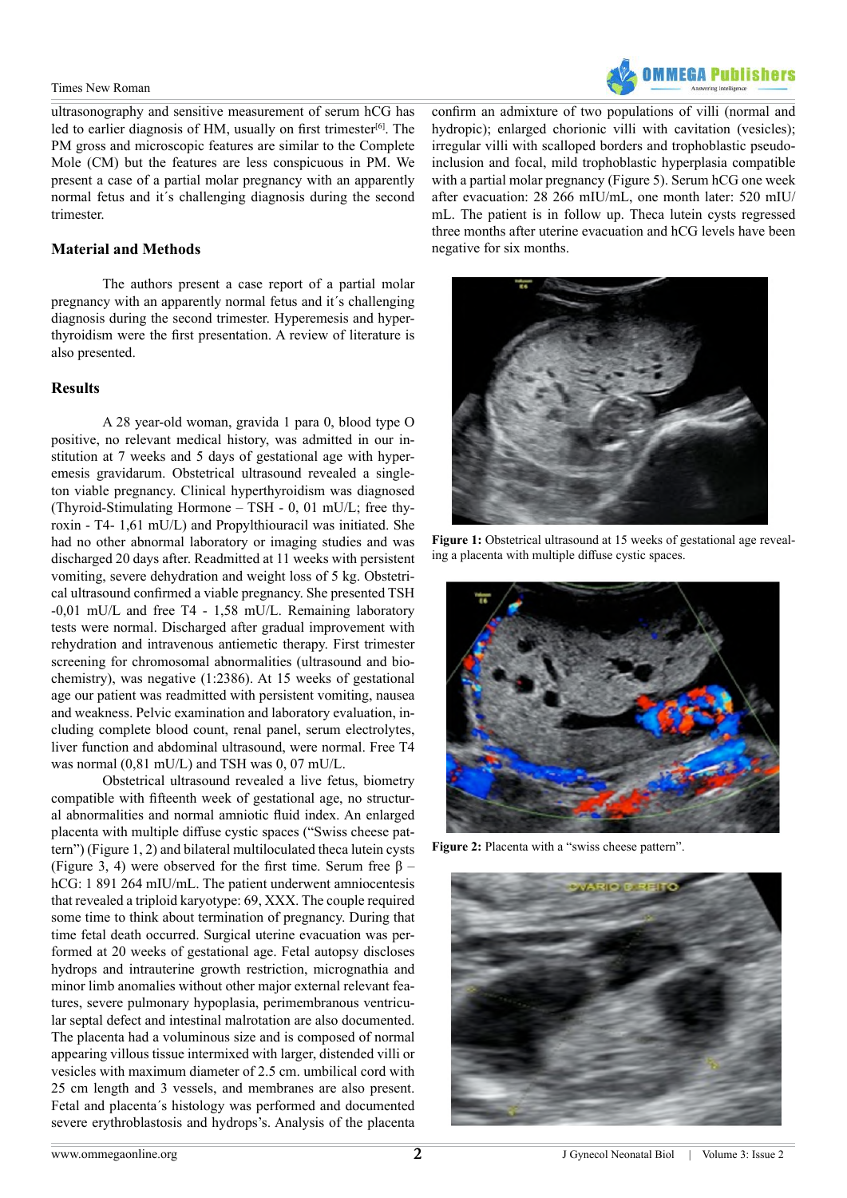ultrasonography and sensitive measurement of serum hCG has led to earlier diagnosis of HM, usually on first trimester[6]. The PM gross and microscopic features are similar to the Complete Mole (CM) but the features are less conspicuous in PM. We present a case of a partial molar pregnancy with an apparently normal fetus and it´s challenging diagnosis during the second trimester.

## Material and Methods

The authors present a case report of a partial molar pregnancy with an apparently normal fetus and it´s challenging diagnosis during the second trimester. Hyperemesis and hyperthyroidism were the first presentation. A review of literature is also presented.

## Results

A 28 year-old woman, gravida 1 para 0, blood type O positive, no relevant medical history, was admitted in our institution at 7 weeks and 5 days of gestational age with hyperemesis gravidarum. Obstetrical ultrasound revealed a singleton viable pregnancy. Clinical hyperthyroidism was diagnosed (Thyroid-Stimulating Hormone – TSH - 0, 01 mU/L; free thyroxin - T4- 1,61 mU/L) and Propylthiouracil was initiated. She had no other abnormal laboratory or imaging studies and was discharged 20 days after. Readmitted at 11 weeks with persistent vomiting, severe dehydration and weight loss of 5 kg. Obstetrical ultrasound confirmed a viable pregnancy. She presented TSH -0,01 mU/L and free T4 - 1,58 mU/L. Remaining laboratory tests were normal. Discharged after gradual improvement with rehydration and intravenous antiemetic therapy. First trimester screening for chromosomal abnormalities (ultrasound and biochemistry), was negative (1:2386). At 15 weeks of gestational age our patient was readmitted with persistent vomiting, nausea and weakness. Pelvic examination and laboratory evaluation, including complete blood count, renal panel, serum electrolytes, liver function and abdominal ultrasound, were normal. Free T4 was normal (0,81 mU/L) and TSH was 0, 07 mU/L.

Obstetrical ultrasound revealed a live fetus, biometry compatible with fifteenth week of gestational age, no structural abnormalities and normal amniotic fluid index. An enlarged placenta with multiple diffuse cystic spaces ("Swiss cheese pattern") (Figure 1, 2) and bilateral multiloculated theca lutein cysts (Figure 3, 4) were observed for the first time. Serum free β – hCG: 1 891 264 mIU/mL. The patient underwent amniocentesis that revealed a triploid karyotype: 69, XXX. The couple required some time to think about termination of pregnancy. During that time fetal death occurred. Surgical uterine evacuation was performed at 20 weeks of gestational age. Fetal autopsy discloses hydrops and intrauterine growth restriction, micrognathia and minor limb anomalies without other major external relevant features, severe pulmonary hypoplasia, perimembranous ventricular septal defect and intestinal malrotation are also documented. The placenta had a voluminous size and is composed of normal appearing villous tissue intermixed with larger, distended villi or vesicles with maximum diameter of 2.5 cm. umbilical cord with 25 cm length and 3 vessels, and membranes are also present. Fetal and placenta´s histology was performed and documented severe erythroblastosis and hydrops's. Analysis of the placenta confirm an admixture of two populations of villi (normal and hydropic); enlarged chorionic villi with cavitation (vesicles); irregular villi with scalloped borders and trophoblastic pseudo-inclusion and focal, mild trophoblastic hyperplasia compatible with a partial molar pregnancy (Figure 5). Serum hCG one week after evacuation: 28 266 mIU/mL, one month later: 520 mIU/mL. The patient is in follow up. Theca lutein cysts regressed three months after uterine evacuation and hCG levels have been negative for six months.

**Figure 1:** Obstetrical ultrasound at 15 weeks of gestational age revealing a placenta with multiple diffuse cystic spaces.

**Figure 2:** Placenta with a "swiss cheese pattern".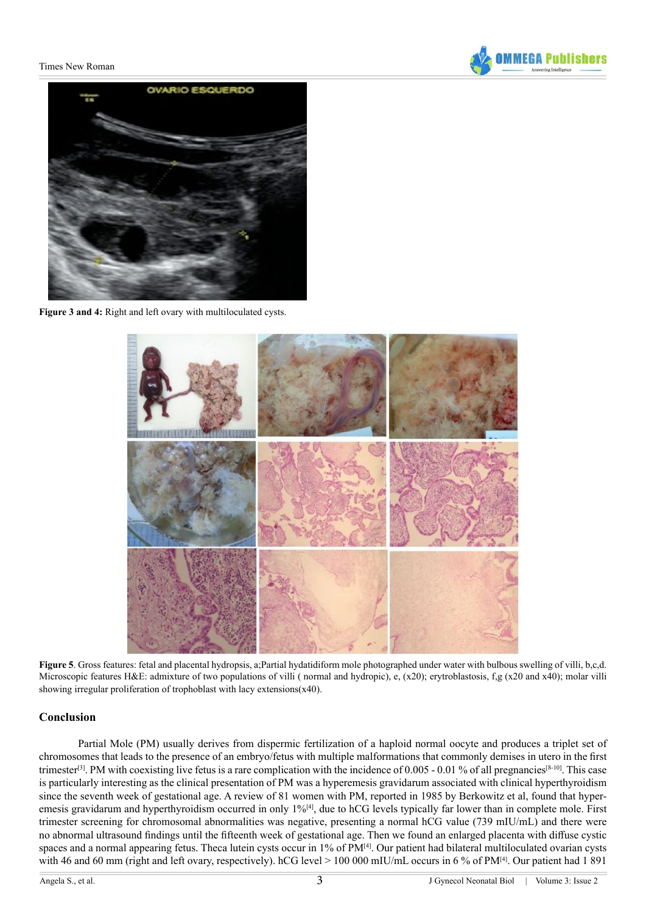Figure 3 and 4: Right and left ovary with multiloculated cysts.

Figure 5. Gross features: fetal and placental hydropsis, a;Partial hydatidiform mole photographed under water with bulbous swelling of villi, b,c,d. Microscopic features H&E: admixture of two populations of villi ( normal and hydropic), e, (x20); erytroblastosis, f,g (x20 and x40); molar villi showing irregular proliferation of trophoblast with lacy extensions(x40).

## Conclusion

Partial Mole (PM) usually derives from dispermic fertilization of a haploid normal oocyte and produces a triplet set of chromosomes that leads to the presence of an embryo/fetus with multiple malformations that commonly demises in utero in the first trimester[3]. PM with coexisting live fetus is a rare complication with the incidence of 0.005 - 0.01 % of all pregnancies[8-10]. This case is particularly interesting as the clinical presentation of PM was a hyperemesis gravidarum associated with clinical hyperthyroidism since the seventh week of gestational age. A review of 81 women with PM, reported in 1985 by Berkowitz et al, found that hyperemesis gravidarum and hyperthyroidism occurred in only 1%[4], due to hCG levels typically far lower than in complete mole. First trimester screening for chromosomal abnormalities was negative, presenting a normal hCG value (739 mIU/mL) and there were no abnormal ultrasound findings until the fifteenth week of gestational age. Then we found an enlarged placenta with diffuse cystic spaces and a normal appearing fetus. Theca lutein cysts occur in 1% of PM[4]. Our patient had bilateral multiloculated ovarian cysts with 46 and 60 mm (right and left ovary, respectively). hCG level > 100 000 mIU/mL occurs in 6 % of PM[4]. Our patient had 1 891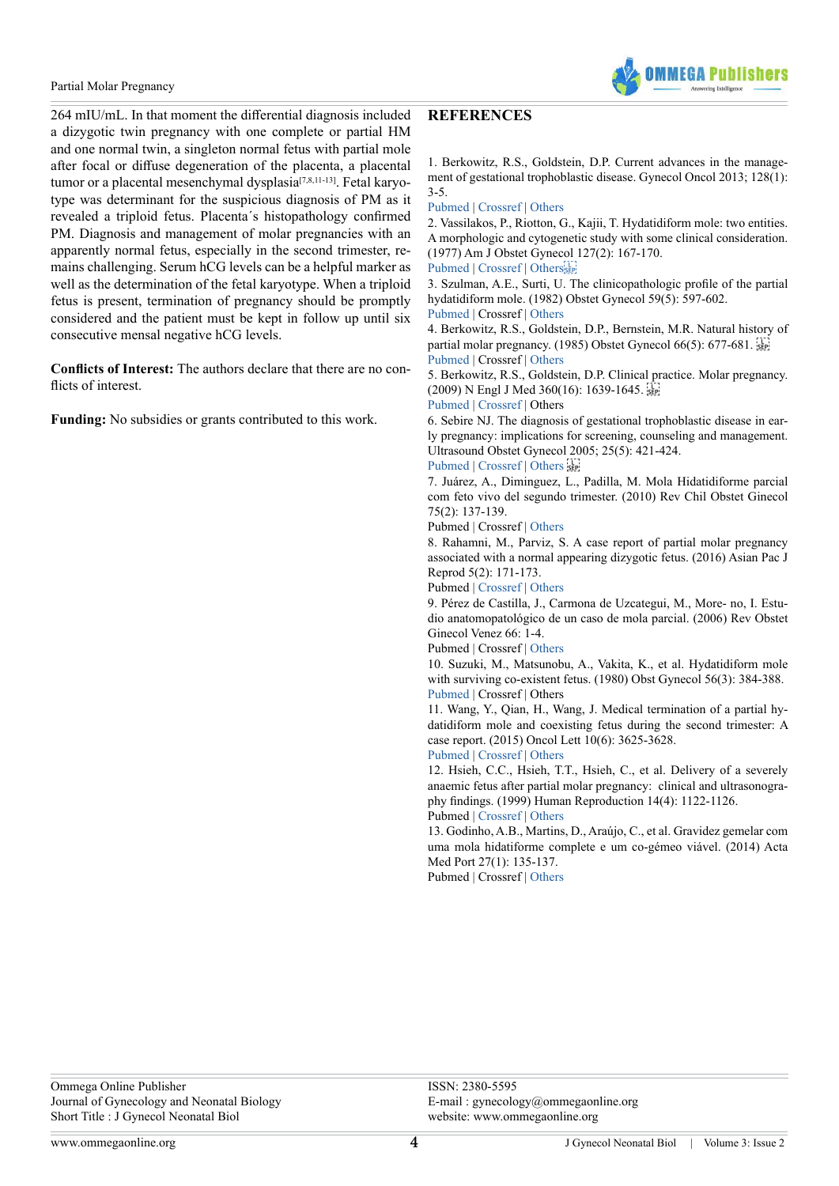264 mIU/mL. In that moment the differential diagnosis included a dizygotic twin pregnancy with one complete or partial HM and one normal twin, a singleton normal fetus with partial mole after focal or diffuse degeneration of the placenta, a placental tumor or a placental mesenchymal dysplasia[7,8,11-13]. Fetal karyotype was determinant for the suspicious diagnosis of PM as it revealed a triploid fetus. Placenta´s histopathology confirmed PM. Diagnosis and management of molar pregnancies with an apparently normal fetus, especially in the second trimester, remains challenging. Serum hCG levels can be a helpful marker as well as the determination of the fetal karyotype. When a triploid fetus is present, termination of pregnancy should be promptly considered and the patient must be kept in follow up until six consecutive mensal negative hCG levels.

**Conflicts of Interest:** The authors declare that there are no conflicts of interest.

**Funding:** No subsidies or grants contributed to this work.

## REFERENCES

1. Berkowitz, R.S., Goldstein, D.P. Current advances in the management of gestational trophoblastic disease. Gynecol Oncol 2013; 128(1): 3-5.
Pubmed | Crossref | Others

2. Vassilakos, P., Riotton, G., Kajii, T. Hydatidiform mole: two entities. A morphologic and cytogenetic study with some clinical consideration. (1977) Am J Obstet Gynecol 127(2): 167-170.
Pubmed | Crossref | Others

3. Szulman, A.E., Surti, U. The clinicopathologic profile of the partial hydatidiform mole. (1982) Obstet Gynecol 59(5): 597-602.
Pubmed | Crossref | Others

4. Berkowitz, R.S., Goldstein, D.P., Bernstein, M.R. Natural history of partial molar pregnancy. (1985) Obstet Gynecol 66(5): 677-681.
Pubmed | Crossref | Others

5. Berkowitz, R.S., Goldstein, D.P. Clinical practice. Molar pregnancy. (2009) N Engl J Med 360(16): 1639-1645.
Pubmed | Crossref | Others

6. Sebire NJ. The diagnosis of gestational trophoblastic disease in early pregnancy: implications for screening, counseling and management. Ultrasound Obstet Gynecol 2005; 25(5): 421-424.
Pubmed | Crossref | Others

7. Juárez, A., Diminguez, L., Padilla, M. Mola Hidatidiforme parcial com feto vivo del segundo trimester. (2010) Rev Chil Obstet Ginecol 75(2): 137-139.
Pubmed | Crossref | Others

8. Rahamni, M., Parviz, S. A case report of partial molar pregnancy associated with a normal appearing dizygotic fetus. (2016) Asian Pac J Reprod 5(2): 171-173.
Pubmed | Crossref | Others

9. Pérez de Castilla, J., Carmona de Uzcategui, M., More- no, I. Estudio anatomopatológico de un caso de mola parcial. (2006) Rev Obstet Ginecol Venez 66: 1-4.
Pubmed | Crossref | Others

10. Suzuki, M., Matsunobu, A., Vakita, K., et al. Hydatidiform mole with surviving co-existent fetus. (1980) Obst Gynecol 56(3): 384-388.
Pubmed | Crossref | Others

11. Wang, Y., Qian, H., Wang, J. Medical termination of a partial hydatidiform mole and coexisting fetus during the second trimester: A case report. (2015) Oncol Lett 10(6): 3625-3628.
Pubmed | Crossref | Others

12. Hsieh, C.C., Hsieh, T.T., Hsieh, C., et al. Delivery of a severely anaemic fetus after partial molar pregnancy: clinical and ultrasonography findings. (1999) Human Reproduction 14(4): 1122-1126.
Pubmed | Crossref | Others

13. Godinho, A.B., Martins, D., Araújo, C., et al. Gravidez gemelar com uma mola hidatiforme complete e um co-gémeo viável. (2014) Acta Med Port 27(1): 135-137.
Pubmed | Crossref | Others